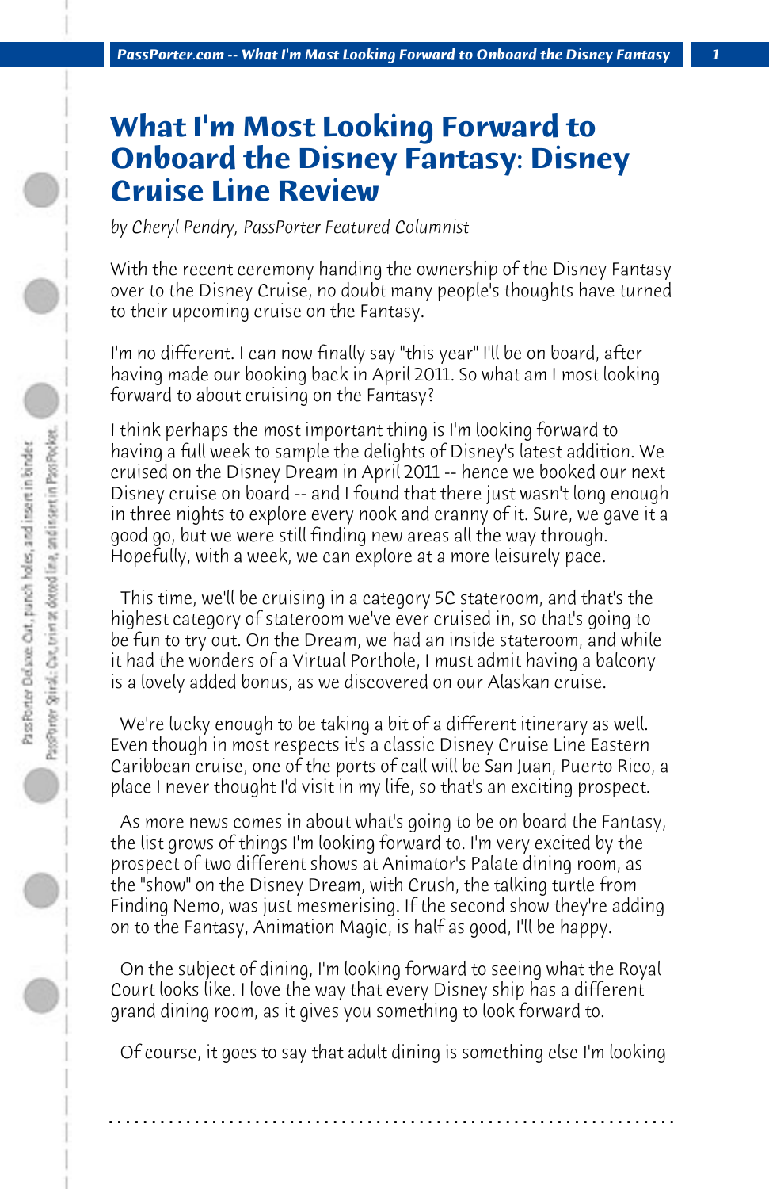# What I'm Most Looking Forward to Onboard the Disney Fantasy: Disney Cruise Line Review

*by Cheryl Pendry, PassPorter Featured Columnist*

With the recent ceremony handing the ownership of the Disney Fantasy over to the Disney Cruise, no doubt many people's thoughts have turned to their upcoming cruise on the Fantasy.

I'm no different. I can now finally say "this year" I'll be on board, after having made our booking back in April 2011. So what am I most looking forward to about cruising on the Fantasy?

I think perhaps the most important thing is I'm looking forward to having a full week to sample the delights of Disney's latest addition. We cruised on the Disney Dream in April 2011 -- hence we booked our next Disney cruise on board -- and I found that there just wasn't long enough in three nights to explore every nook and cranny of it. Sure, we gave it a good go, but we were still finding new areas all the way through. Hopefully, with a week, we can explore at a more leisurely pace.

This time, we'll be cruising in a category 5C stateroom, and that's the highest category of stateroom we've ever cruised in, so that's going to be fun to try out. On the Dream, we had an inside stateroom, and while it had the wonders of a Virtual Porthole, I must admit having a balcony is a lovely added bonus, as we discovered on our Alaskan cruise.

We're lucky enough to be taking a bit of a different itinerary as well. Even though in most respects it's a classic Disney Cruise Line Eastern Caribbean cruise, one of the ports of call will be San Juan, Puerto Rico, a place I never thought I'd visit in my life, so that's an exciting prospect.

As more news comes in about what's going to be on board the Fantasy, the list grows of things I'm looking forward to. I'm very excited by the prospect of two different shows at Animator's Palate dining room, as the "show" on the Disney Dream, with Crush, the talking turtle from Finding Nemo, was just mesmerising. If the second show they're adding on to the Fantasy, Animation Magic, is half as good, I'll be happy.

On the subject of dining, I'm looking forward to seeing what the Royal Court looks like. I love the way that every Disney ship has a different grand dining room, as it gives you something to look forward to.

Of course, it goes to say that adult dining is something else I'm looking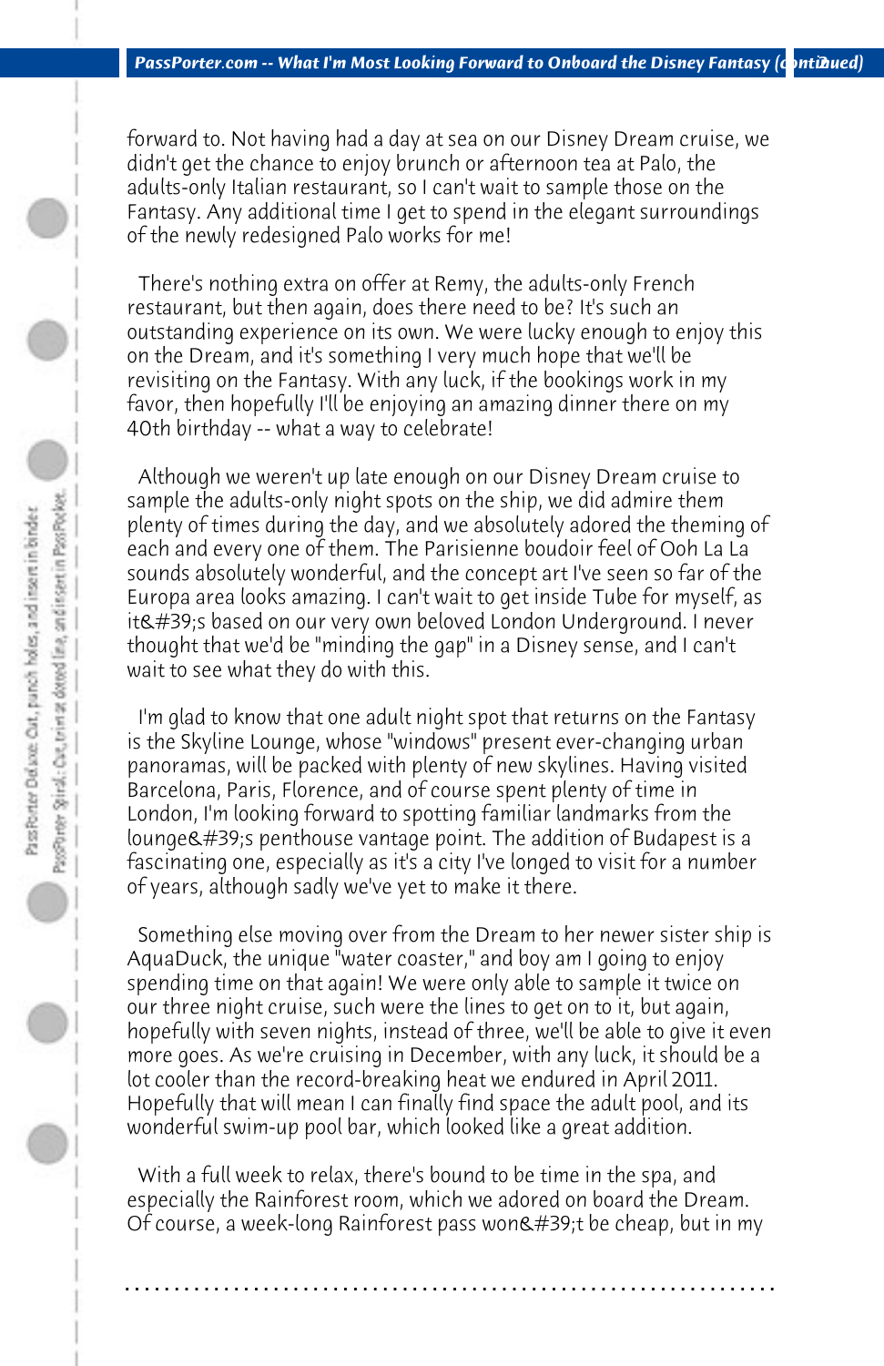forward to. Not having had a day at sea on our Disney Dream cruise, we didn't get the chance to enjoy brunch or afternoon tea at Palo, the adults-only Italian restaurant, so I can't wait to sample those on the Fantasy. Any additional time I get to spend in the elegant surroundings of the newly redesigned Palo works for me!

There's nothing extra on offer at Remy, the adults-only French restaurant, but then again, does there need to be? It's such an outstanding experience on its own. We were lucky enough to enjoy this on the Dream, and it's something I very much hope that we'll be revisiting on the Fantasy. With any luck, if the bookings work in my favor, then hopefully I'll be enjoying an amazing dinner there on my 40th birthday -- what a way to celebrate!

Although we weren't up late enough on our Disney Dream cruise to sample the adults-only night spots on the ship, we did admire them plenty of times during the day, and we absolutely adored the theming of each and every one of them. The Parisienne boudoir feel of Ooh La La sounds absolutely wonderful, and the concept art I've seen so far of the Europa area looks amazing. I can't wait to get inside Tube for myself, as it&#39;s based on our very own beloved London Underground. I never thought that we'd be "minding the gap" in a Disney sense, and I can't wait to see what they do with this.

I'm glad to know that one adult night spot that returns on the Fantasy is the Skyline Lounge, whose "windows" present ever-changing urban panoramas, will be packed with plenty of new skylines. Having visited Barcelona, Paris, Florence, and of course spent plenty of time in London, I'm looking forward to spotting familiar landmarks from the lounge&#39;s penthouse vantage point. The addition of Budapest is a fascinating one, especially as it's a city I've longed to visit for a number of years, although sadly we've yet to make it there.

Something else moving over from the Dream to her newer sister ship is AquaDuck, the unique "water coaster," and boy am I going to enjoy spending time on that again! We were only able to sample it twice on our three night cruise, such were the lines to get on to it, but again, hopefully with seven nights, instead of three, we'll be able to give it even more goes. As we're cruising in December, with any luck, it should be a lot cooler than the record-breaking heat we endured in April 2011. Hopefully that will mean I can finally find space the adult pool, and its wonderful swim-up pool bar, which looked like a great addition.

With a full week to relax, there's bound to be time in the spa, and especially the Rainforest room, which we adored on board the Dream. Of course, a week-long Rainforest pass won&#39;t be cheap, but in my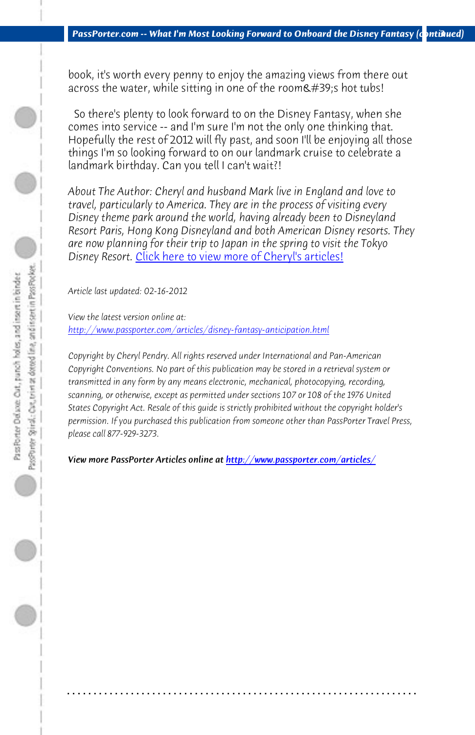book, it's worth every penny to enjoy the amazing views from there out across the water, while sitting in one of the room&#39;s hot tubs!

So there's plenty to look forward to on the Disney Fantasy, when she comes into service -- and I'm sure I'm not the only one thinking that. Hopefully the rest of 2012 will fly past, and soon I'll be enjoying all those things I'm so looking forward to on our landmark cruise to celebrate a landmark birthday. Can you tell I can't wait?!

*About The Author: Cheryl and husband Mark live in England and love to travel, particularly to America. They are in the process of visiting every Disney theme park around the world, having already been to Disneyland Resort Paris, Hong Kong Disneyland and both American Disney resorts. They are now planning for their trip to Japan in the spring to visit the Tokyo Disney Resort.* Click here to view more of Cheryl's articles!

*Article last updated: 02-16-2012*

*View the latest version online at:*
*http://www.passporter.com/articles/disney-fantasy-anticipation.html*

*Copyright by Cheryl Pendry. All rights reserved under International and Pan-American Copyright Conventions. No part of this publication may be stored in a retrieval system or transmitted in any form by any means electronic, mechanical, photocopying, recording, scanning, or otherwise, except as permitted under sections 107 or 108 of the 1976 United States Copyright Act. Resale of this guide is strictly prohibited without the copyright holder's permission. If you purchased this publication from someone other than PassPorter Travel Press, please call 877-929-3273.*

***View more PassPorter Articles online at http://www.passporter.com/articles/***